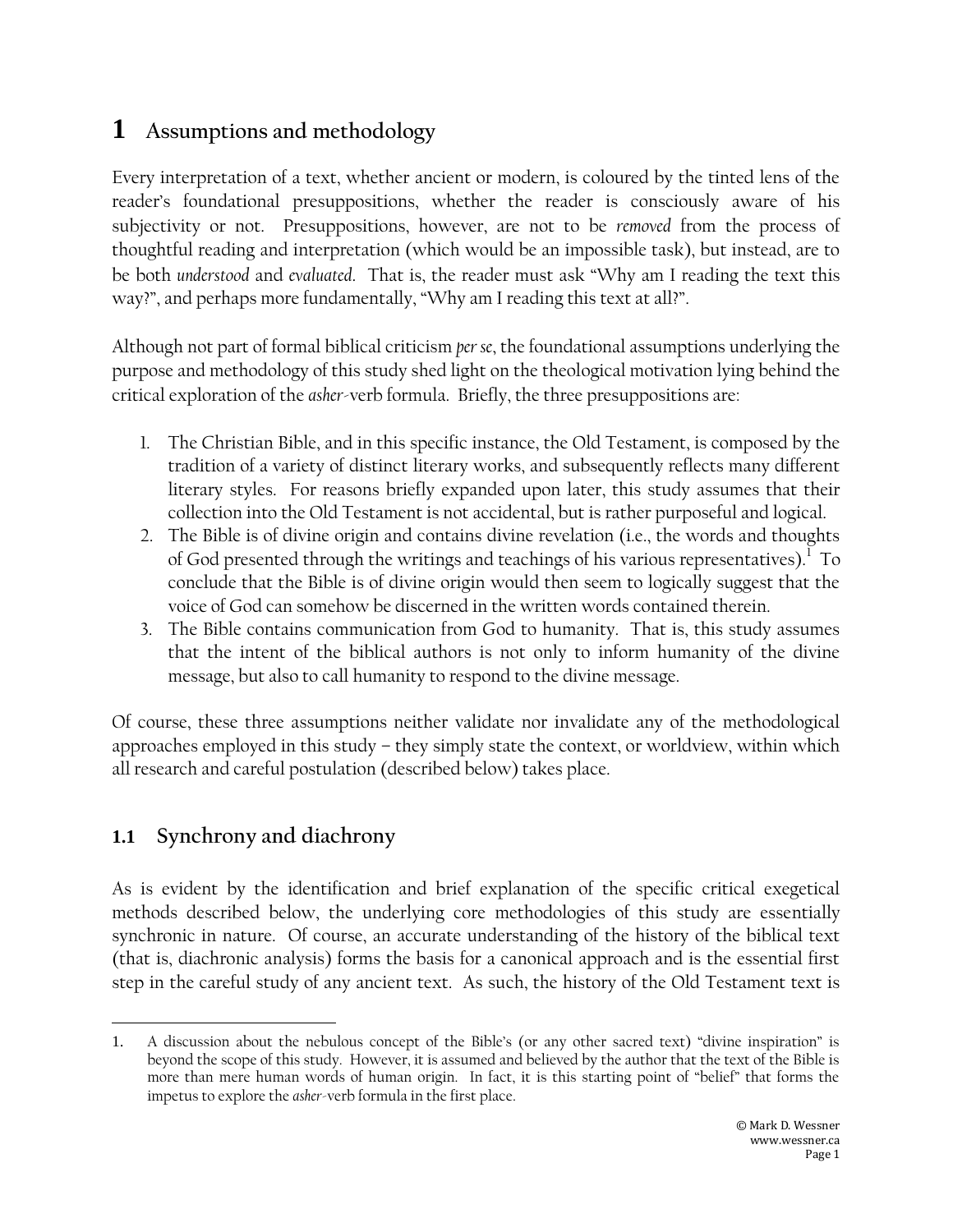# 1 Assumptions and methodology

Every interpretation of a text, whether ancient or modern, is coloured by the tinted lens of the reader's foundational presuppositions, whether the reader is consciously aware of his subjectivity or not. Presuppositions, however, are not to be *removed* from the process of thoughtful reading and interpretation (which would be an impossible task), but instead, are to be both *understood* and *evaluated*. That is, the reader must ask "Why am I reading the text this way?", and perhaps more fundamentally, "Why am I reading this text at all?".

Although not part of formal biblical criticism *per se*, the foundational assumptions underlying the purpose and methodology of this study shed light on the theological motivation lying behind the critical exploration of the *asher*-verb formula. Briefly, the three presuppositions are:

1. The Christian Bible, and in this specific instance, the Old Testament, is composed by the tradition of a variety of distinct literary works, and subsequently reflects many different literary styles. For reasons briefly expanded upon later, this study assumes that their collection into the Old Testament is not accidental, but is rather purposeful and logical.
2. The Bible is of divine origin and contains divine revelation (i.e., the words and thoughts of God presented through the writings and teachings of his various representatives).[1] To conclude that the Bible is of divine origin would then seem to logically suggest that the voice of God can somehow be discerned in the written words contained therein.
3. The Bible contains communication from God to humanity. That is, this study assumes that the intent of the biblical authors is not only to inform humanity of the divine message, but also to call humanity to respond to the divine message.

Of course, these three assumptions neither validate nor invalidate any of the methodological approaches employed in this study – they simply state the context, or worldview, within which all research and careful postulation (described below) takes place.

## 1.1 Synchrony and diachrony

As is evident by the identification and brief explanation of the specific critical exegetical methods described below, the underlying core methodologies of this study are essentially synchronic in nature. Of course, an accurate understanding of the history of the biblical text (that is, diachronic analysis) forms the basis for a canonical approach and is the essential first step in the careful study of any ancient text. As such, the history of the Old Testament text is

---

1. A discussion about the nebulous concept of the Bible's (or any other sacred text) "divine inspiration" is beyond the scope of this study. However, it is assumed and believed by the author that the text of the Bible is more than mere human words of human origin. In fact, it is this starting point of "belief" that forms the impetus to explore the *asher*-verb formula in the first place.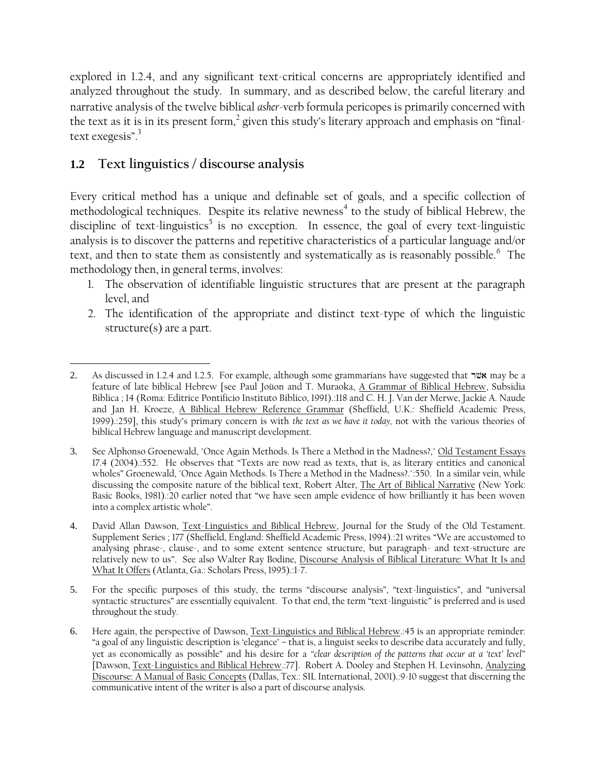explored in 1.2.4, and any significant text-critical concerns are appropriately identified and analyzed throughout the study. In summary, and as described below, the careful literary and narrative analysis of the twelve biblical *asher*-verb formula pericopes is primarily concerned with the text as it is in its present form,[2] given this study's literary approach and emphasis on "final-text exegesis".[3]

## 1.2 Text linguistics / discourse analysis

Every critical method has a unique and definable set of goals, and a specific collection of methodological techniques. Despite its relative newness[4] to the study of biblical Hebrew, the discipline of text-linguistics[5] is no exception. In essence, the goal of every text-linguistic analysis is to discover the patterns and repetitive characteristics of a particular language and/or text, and then to state them as consistently and systematically as is reasonably possible.[6] The methodology then, in general terms, involves:

1. The observation of identifiable linguistic structures that are present at the paragraph level, and
2. The identification of the appropriate and distinct text-type of which the linguistic structure(s) are a part.

---

2. As discussed in 1.2.4 and 1.2.5. For example, although some grammarians have suggested that אשר may be a feature of late biblical Hebrew [see Paul Joüon and T. Muraoka, A Grammar of Biblical Hebrew, Subsidia Biblica ; 14 (Roma: Editrice Pontificio Instituto Biblico, 1991).:118 and C. H. J. Van der Merwe, Jackie A. Naude and Jan H. Kroeze, A Biblical Hebrew Reference Grammar (Sheffield, U.K.: Sheffield Academic Press, 1999).:259], this study's primary concern is with *the text as we have it today*, not with the various theories of biblical Hebrew language and manuscript development.

3. See Alphonso Groenewald, "Once Again Methods. Is There a Method in the Madness?," Old Testament Essays 17.4 (2004).:552. He observes that "Texts are now read as texts, that is, as literary entities and canonical wholes" Groenewald, "Once Again Methods. Is There a Method in the Madness?.":550. In a similar vein, while discussing the composite nature of the biblical text, Robert Alter, The Art of Biblical Narrative (New York: Basic Books, 1981).:20 earlier noted that "we have seen ample evidence of how brilliantly it has been woven into a complex artistic whole".

4. David Allan Dawson, Text-Linguistics and Biblical Hebrew, Journal for the Study of the Old Testament. Supplement Series ; 177 (Sheffield, England: Sheffield Academic Press, 1994).:21 writes "We are accustomed to analysing phrase-, clause-, and to some extent sentence structure, but paragraph- and text-structure are relatively new to us". See also Walter Ray Bodine, Discourse Analysis of Biblical Literature: What It Is and What It Offers (Atlanta, Ga.: Scholars Press, 1995).:1-7.

5. For the specific purposes of this study, the terms "discourse analysis", "text-linguistics", and "universal syntactic structures" are essentially equivalent. To that end, the term "text-linguistic" is preferred and is used throughout the study.

6. Here again, the perspective of Dawson, Text-Linguistics and Biblical Hebrew.:45 is an appropriate reminder: "a goal of any linguistic description is 'elegance' – that is, a linguist seeks to describe data accurately and fully, yet as economically as possible" and his desire for a *"clear description of the patterns that occur at a 'text' level"* [Dawson, Text-Linguistics and Biblical Hebrew.:77]. Robert A. Dooley and Stephen H. Levinsohn, Analyzing Discourse: A Manual of Basic Concepts (Dallas, Tex.: SIL International, 2001).:9-10 suggest that discerning the communicative intent of the writer is also a part of discourse analysis.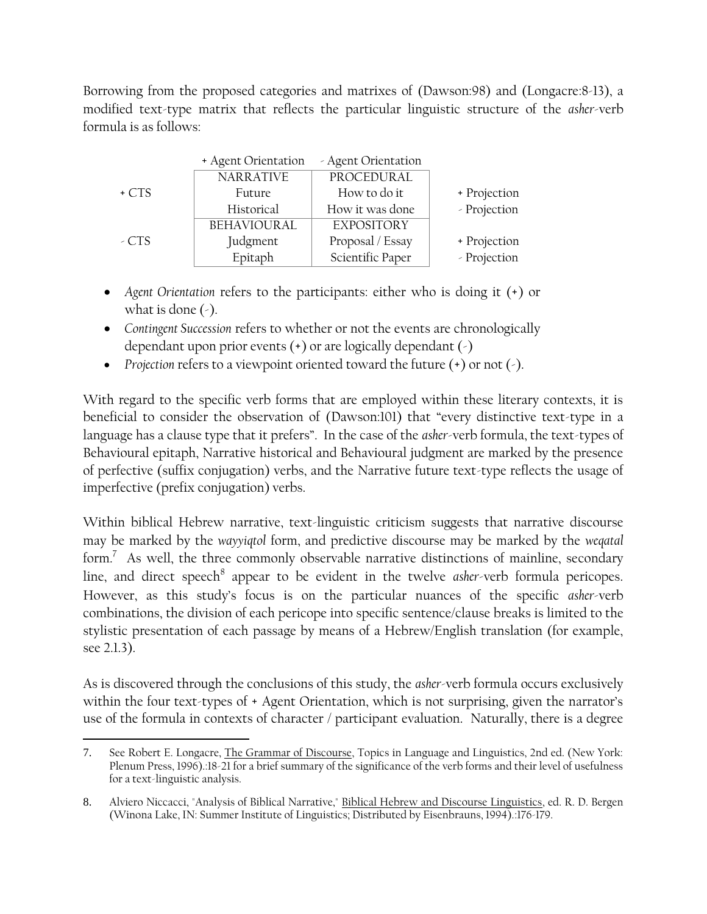Borrowing from the proposed categories and matrixes of (Dawson:98) and (Longacre:8-13), a modified text-type matrix that reflects the particular linguistic structure of the *asher*-verb formula is as follows:

| | + Agent Orientation | - Agent Orientation | |
|---|---|---|---|
| | NARRATIVE | PROCEDURAL | |
| + CTS | Future | How to do it | + Projection |
| | Historical | How it was done | - Projection |
| | BEHAVIOURAL | EXPOSITORY | |
| - CTS | Judgment | Proposal / Essay | + Projection |
| | Epitaph | Scientific Paper | - Projection |

- *Agent Orientation* refers to the participants: either who is doing it (+) or what is done (-).
- *Contingent Succession* refers to whether or not the events are chronologically dependant upon prior events (+) or are logically dependant (-)
- *Projection* refers to a viewpoint oriented toward the future (+) or not (-).

With regard to the specific verb forms that are employed within these literary contexts, it is beneficial to consider the observation of (Dawson:101) that "every distinctive text-type in a language has a clause type that it prefers". In the case of the *asher*-verb formula, the text-types of Behavioural epitaph, Narrative historical and Behavioural judgment are marked by the presence of perfective (suffix conjugation) verbs, and the Narrative future text-type reflects the usage of imperfective (prefix conjugation) verbs.

Within biblical Hebrew narrative, text-linguistic criticism suggests that narrative discourse may be marked by the *wayyiqtol* form, and predictive discourse may be marked by the *weqatal* form.[7] As well, the three commonly observable narrative distinctions of mainline, secondary line, and direct speech[8] appear to be evident in the twelve *asher*-verb formula pericopes. However, as this study's focus is on the particular nuances of the specific *asher*-verb combinations, the division of each pericope into specific sentence/clause breaks is limited to the stylistic presentation of each passage by means of a Hebrew/English translation (for example, see 2.1.3).

As is discovered through the conclusions of this study, the *asher*-verb formula occurs exclusively within the four text-types of + Agent Orientation, which is not surprising, given the narrator's use of the formula in contexts of character / participant evaluation. Naturally, there is a degree

7. See Robert E. Longacre, The Grammar of Discourse, Topics in Language and Linguistics, 2nd ed. (New York: Plenum Press, 1996).:18-21 for a brief summary of the significance of the verb forms and their level of usefulness for a text-linguistic analysis.

8. Alviero Niccacci, "Analysis of Biblical Narrative," Biblical Hebrew and Discourse Linguistics, ed. R. D. Bergen (Winona Lake, IN: Summer Institute of Linguistics; Distributed by Eisenbrauns, 1994).:176-179.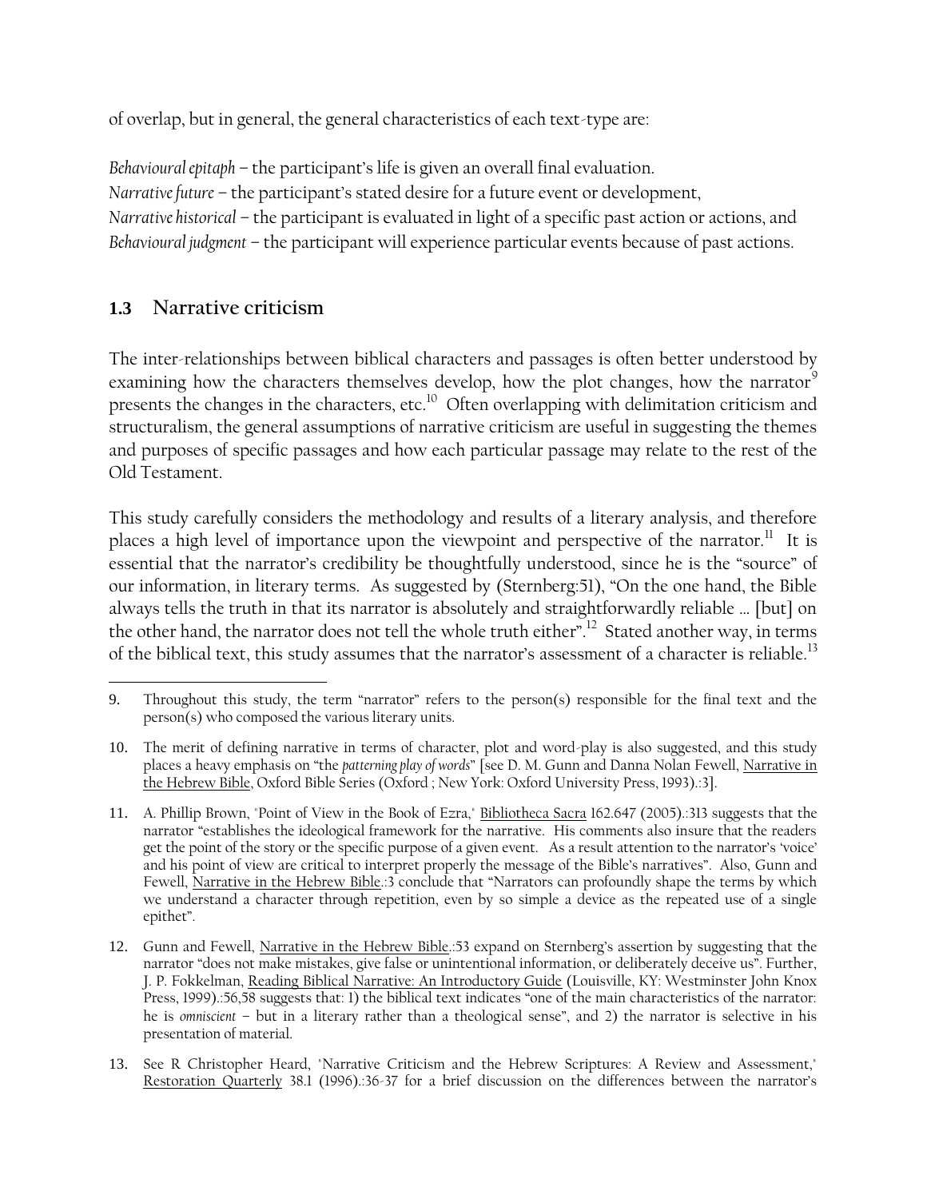of overlap, but in general, the general characteristics of each text-type are:

*Behavioural epitaph* – the participant's life is given an overall final evaluation.
*Narrative future* – the participant's stated desire for a future event or development,
*Narrative historical* – the participant is evaluated in light of a specific past action or actions, and
*Behavioural judgment* – the participant will experience particular events because of past actions.

## 1.3 Narrative criticism

The inter-relationships between biblical characters and passages is often better understood by examining how the characters themselves develop, how the plot changes, how the narrator[9] presents the changes in the characters, etc.[10] Often overlapping with delimitation criticism and structuralism, the general assumptions of narrative criticism are useful in suggesting the themes and purposes of specific passages and how each particular passage may relate to the rest of the Old Testament.

This study carefully considers the methodology and results of a literary analysis, and therefore places a high level of importance upon the viewpoint and perspective of the narrator.[11] It is essential that the narrator's credibility be thoughtfully understood, since he is the "source" of our information, in literary terms. As suggested by (Sternberg:51), "On the one hand, the Bible always tells the truth in that its narrator is absolutely and straightforwardly reliable … [but] on the other hand, the narrator does not tell the whole truth either".[12] Stated another way, in terms of the biblical text, this study assumes that the narrator's assessment of a character is reliable.[13]

---

9. Throughout this study, the term "narrator" refers to the person(s) responsible for the final text and the person(s) who composed the various literary units.

10. The merit of defining narrative in terms of character, plot and word-play is also suggested, and this study places a heavy emphasis on "the *patterning play of words*" [see D. M. Gunn and Danna Nolan Fewell, Narrative in the Hebrew Bible, Oxford Bible Series (Oxford ; New York: Oxford University Press, 1993).:3].

11. A. Phillip Brown, "Point of View in the Book of Ezra," Bibliotheca Sacra 162.647 (2005).:313 suggests that the narrator "establishes the ideological framework for the narrative. His comments also insure that the readers get the point of the story or the specific purpose of a given event. As a result attention to the narrator's 'voice' and his point of view are critical to interpret properly the message of the Bible's narratives". Also, Gunn and Fewell, Narrative in the Hebrew Bible.:3 conclude that "Narrators can profoundly shape the terms by which we understand a character through repetition, even by so simple a device as the repeated use of a single epithet".

12. Gunn and Fewell, Narrative in the Hebrew Bible.:53 expand on Sternberg's assertion by suggesting that the narrator "does not make mistakes, give false or unintentional information, or deliberately deceive us". Further, J. P. Fokkelman, Reading Biblical Narrative: An Introductory Guide (Louisville, KY: Westminster John Knox Press, 1999).:56,58 suggests that: 1) the biblical text indicates "one of the main characteristics of the narrator: he is *omniscient* – but in a literary rather than a theological sense", and 2) the narrator is selective in his presentation of material.

13. See R Christopher Heard, "Narrative Criticism and the Hebrew Scriptures: A Review and Assessment," Restoration Quarterly 38.1 (1996).:36-37 for a brief discussion on the differences between the narrator's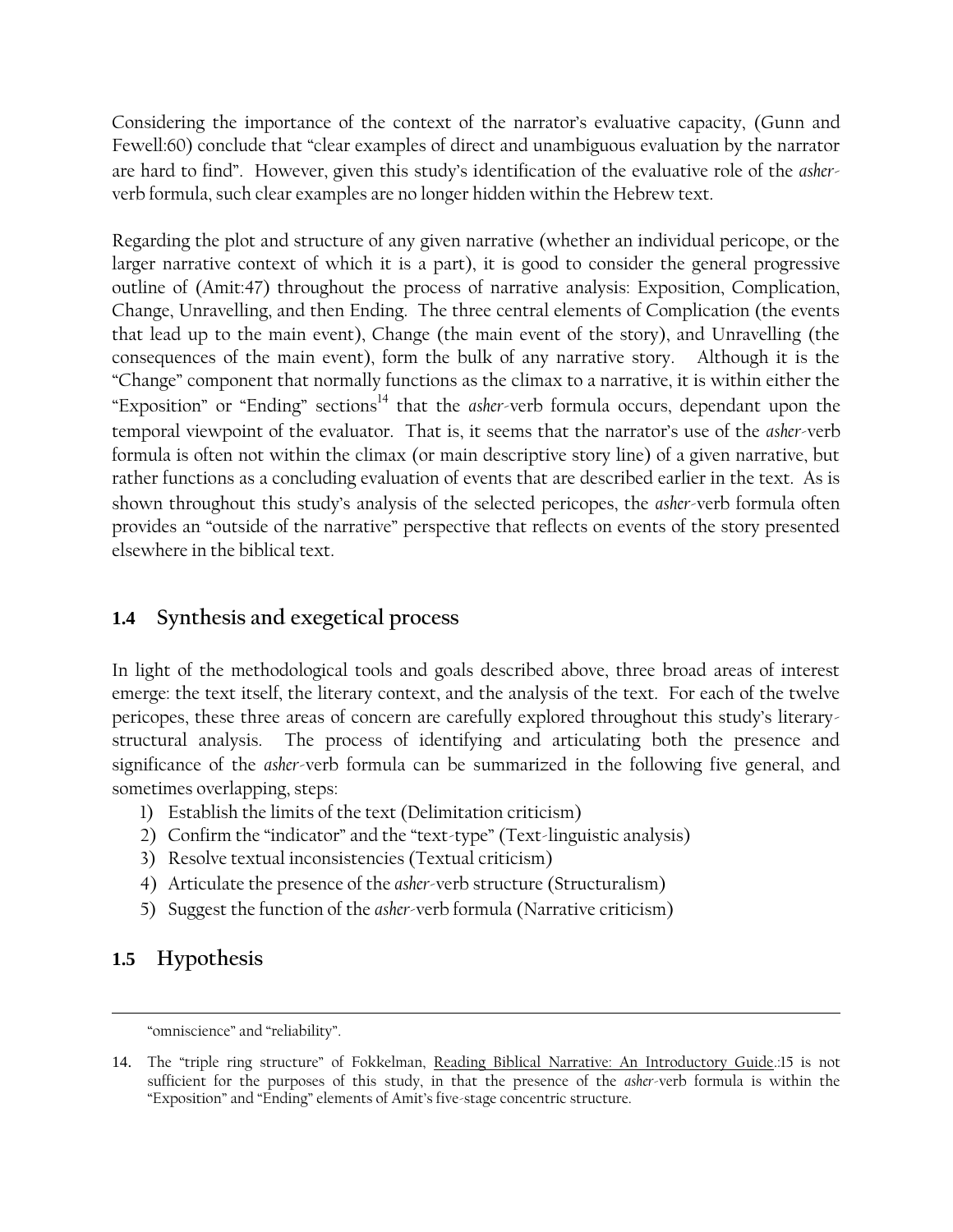Considering the importance of the context of the narrator's evaluative capacity, (Gunn and Fewell:60) conclude that "clear examples of direct and unambiguous evaluation by the narrator are hard to find". However, given this study's identification of the evaluative role of the *asher*-verb formula, such clear examples are no longer hidden within the Hebrew text.

Regarding the plot and structure of any given narrative (whether an individual pericope, or the larger narrative context of which it is a part), it is good to consider the general progressive outline of (Amit:47) throughout the process of narrative analysis: Exposition, Complication, Change, Unravelling, and then Ending. The three central elements of Complication (the events that lead up to the main event), Change (the main event of the story), and Unravelling (the consequences of the main event), form the bulk of any narrative story. Although it is the "Change" component that normally functions as the climax to a narrative, it is within either the "Exposition" or "Ending" sections[14] that the *asher*-verb formula occurs, dependant upon the temporal viewpoint of the evaluator. That is, it seems that the narrator's use of the *asher*-verb formula is often not within the climax (or main descriptive story line) of a given narrative, but rather functions as a concluding evaluation of events that are described earlier in the text. As is shown throughout this study's analysis of the selected pericopes, the *asher*-verb formula often provides an "outside of the narrative" perspective that reflects on events of the story presented elsewhere in the biblical text.

## 1.4 Synthesis and exegetical process

In light of the methodological tools and goals described above, three broad areas of interest emerge: the text itself, the literary context, and the analysis of the text. For each of the twelve pericopes, these three areas of concern are carefully explored throughout this study's literary-structural analysis. The process of identifying and articulating both the presence and significance of the *asher*-verb formula can be summarized in the following five general, and sometimes overlapping, steps:

1) Establish the limits of the text (Delimitation criticism)
2) Confirm the "indicator" and the "text-type" (Text-linguistic analysis)
3) Resolve textual inconsistencies (Textual criticism)
4) Articulate the presence of the *asher*-verb structure (Structuralism)
5) Suggest the function of the *asher*-verb formula (Narrative criticism)

## 1.5 Hypothesis

---

"omniscience" and "reliability".

14. The "triple ring structure" of Fokkelman, Reading Biblical Narrative: An Introductory Guide.:15 is not sufficient for the purposes of this study, in that the presence of the *asher*-verb formula is within the "Exposition" and "Ending" elements of Amit's five-stage concentric structure.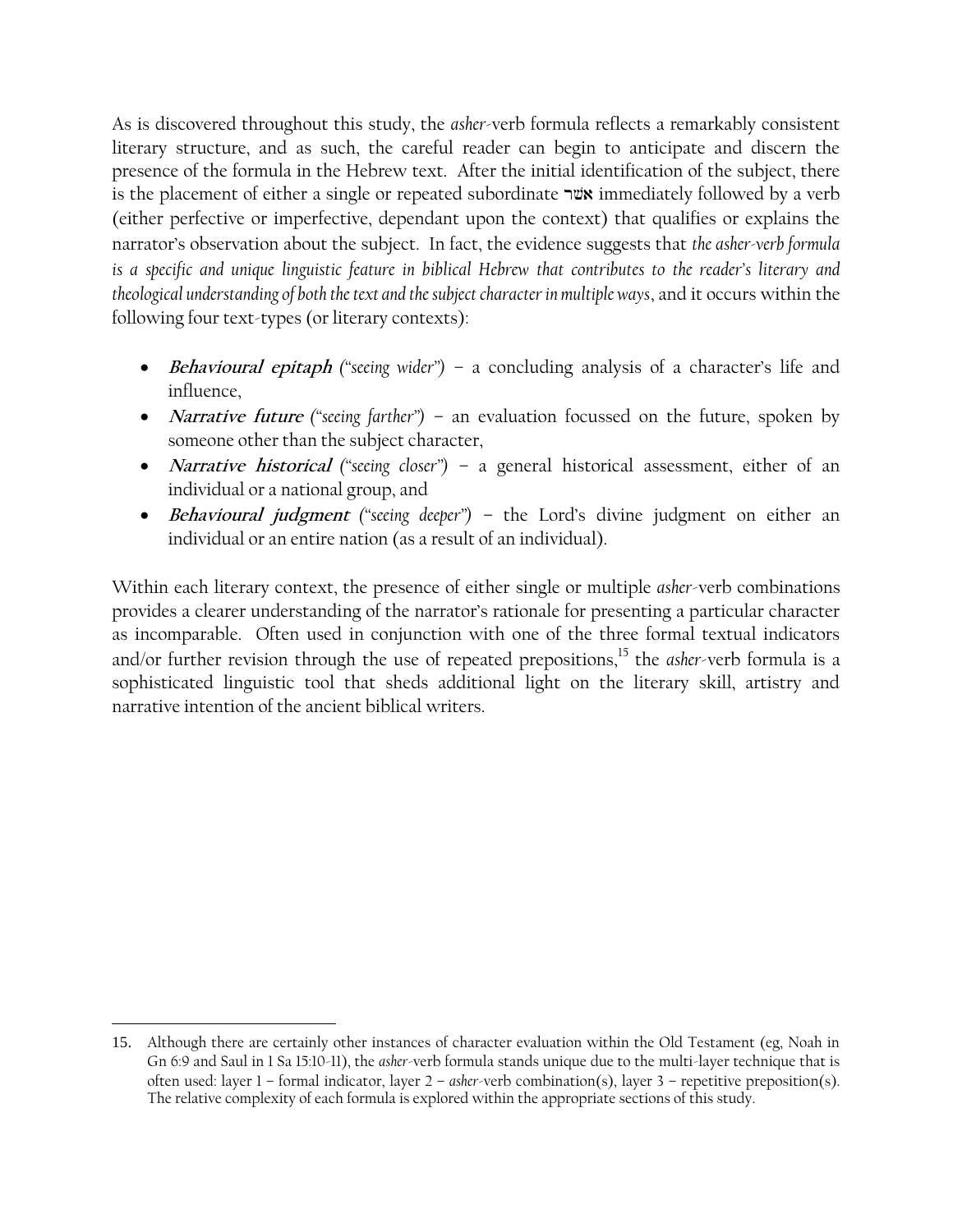As is discovered throughout this study, the *asher*-verb formula reflects a remarkably consistent literary structure, and as such, the careful reader can begin to anticipate and discern the presence of the formula in the Hebrew text. After the initial identification of the subject, there is the placement of either a single or repeated subordinate **אשר** immediately followed by a verb (either perfective or imperfective, dependant upon the context) that qualifies or explains the narrator's observation about the subject. In fact, the evidence suggests that *the asher-verb formula is a specific and unique linguistic feature in biblical Hebrew that contributes to the reader's literary and theological understanding of both the text and the subject character in multiple ways*, and it occurs within the following four text-types (or literary contexts):

- ***Behavioural epitaph*** *("seeing wider")* – a concluding analysis of a character's life and influence,
- ***Narrative future*** *("seeing farther")* – an evaluation focussed on the future, spoken by someone other than the subject character,
- ***Narrative historical*** *("seeing closer")* – a general historical assessment, either of an individual or a national group, and
- ***Behavioural judgment*** *("seeing deeper")* – the Lord's divine judgment on either an individual or an entire nation (as a result of an individual).

Within each literary context, the presence of either single or multiple *asher*-verb combinations provides a clearer understanding of the narrator's rationale for presenting a particular character as incomparable. Often used in conjunction with one of the three formal textual indicators and/or further revision through the use of repeated prepositions,[15] the *asher*-verb formula is a sophisticated linguistic tool that sheds additional light on the literary skill, artistry and narrative intention of the ancient biblical writers.

---

15. Although there are certainly other instances of character evaluation within the Old Testament (eg, Noah in Gn 6:9 and Saul in 1 Sa 15:10-11), the *asher*-verb formula stands unique due to the multi-layer technique that is often used: layer 1 – formal indicator, layer 2 – *asher*-verb combination(s), layer 3 – repetitive preposition(s). The relative complexity of each formula is explored within the appropriate sections of this study.